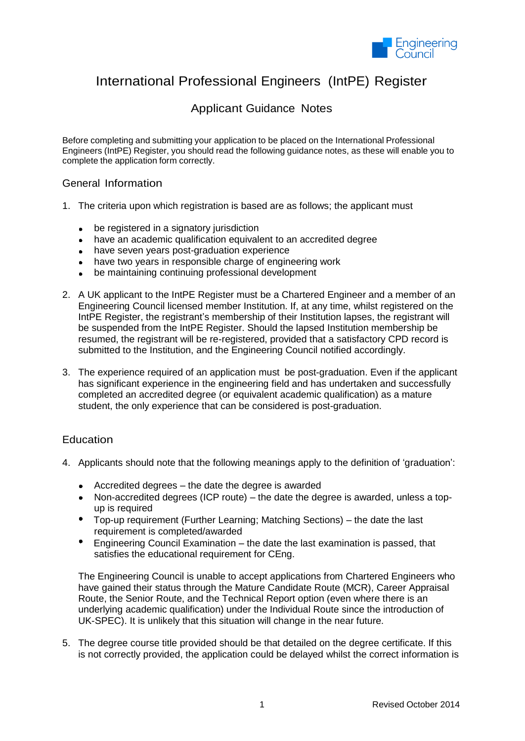# International Professional Engineers (IntPE) Register

## Applicant Guidance Notes

Before completing and submitting your application to be placed on the International Professional Engineers (IntPE) Register, you should read the following guidance notes, as these will enable you to complete the application form correctly.

### General Information

1. The criteria upon which registration is based are as follows; the applicant must

   - be registered in a signatory jurisdiction
   - have an academic qualification equivalent to an accredited degree
   - have seven years post-graduation experience
   - have two years in responsible charge of engineering work
   - be maintaining continuing professional development

2. A UK applicant to the IntPE Register must be a Chartered Engineer and a member of an Engineering Council licensed member Institution. If, at any time, whilst registered on the IntPE Register, the registrant's membership of their Institution lapses, the registrant will be suspended from the IntPE Register. Should the lapsed Institution membership be resumed, the registrant will be re-registered, provided that a satisfactory CPD record is submitted to the Institution, and the Engineering Council notified accordingly.

3. The experience required of an application must be post-graduation. Even if the applicant has significant experience in the engineering field and has undertaken and successfully completed an accredited degree (or equivalent academic qualification) as a mature student, the only experience that can be considered is post-graduation.

### Education

4. Applicants should note that the following meanings apply to the definition of 'graduation':

   - Accredited degrees – the date the degree is awarded
   - Non-accredited degrees (ICP route) – the date the degree is awarded, unless a top-up is required
   - Top-up requirement (Further Learning; Matching Sections) – the date the last requirement is completed/awarded
   - Engineering Council Examination – the date the last examination is passed, that satisfies the educational requirement for CEng.

   The Engineering Council is unable to accept applications from Chartered Engineers who have gained their status through the Mature Candidate Route (MCR), Career Appraisal Route, the Senior Route, and the Technical Report option (even where there is an underlying academic qualification) under the Individual Route since the introduction of UK-SPEC). It is unlikely that this situation will change in the near future.

5. The degree course title provided should be that detailed on the degree certificate. If this is not correctly provided, the application could be delayed whilst the correct information is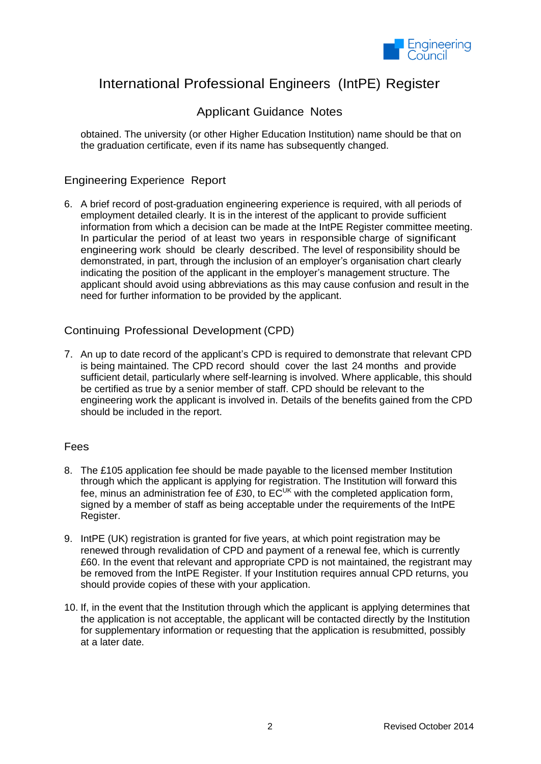obtained. The university (or other Higher Education Institution) name should be that on the graduation certificate, even if its name has subsequently changed.

## Engineering Experience Report

6. A brief record of post-graduation engineering experience is required, with all periods of employment detailed clearly. It is in the interest of the applicant to provide sufficient information from which a decision can be made at the IntPE Register committee meeting. In particular the period of at least two years in responsible charge of significant engineering work should be clearly described. The level of responsibility should be demonstrated, in part, through the inclusion of an employer's organisation chart clearly indicating the position of the applicant in the employer's management structure. The applicant should avoid using abbreviations as this may cause confusion and result in the need for further information to be provided by the applicant.

## Continuing Professional Development (CPD)

7. An up to date record of the applicant's CPD is required to demonstrate that relevant CPD is being maintained. The CPD record should cover the last 24 months and provide sufficient detail, particularly where self-learning is involved. Where applicable, this should be certified as true by a senior member of staff. CPD should be relevant to the engineering work the applicant is involved in. Details of the benefits gained from the CPD should be included in the report.

## Fees

8. The £105 application fee should be made payable to the licensed member Institution through which the applicant is applying for registration. The Institution will forward this fee, minus an administration fee of £30, to EC$^{UK}$ with the completed application form, signed by a member of staff as being acceptable under the requirements of the IntPE Register.

9. IntPE (UK) registration is granted for five years, at which point registration may be renewed through revalidation of CPD and payment of a renewal fee, which is currently £60. In the event that relevant and appropriate CPD is not maintained, the registrant may be removed from the IntPE Register. If your Institution requires annual CPD returns, you should provide copies of these with your application.

10. If, in the event that the Institution through which the applicant is applying determines that the application is not acceptable, the applicant will be contacted directly by the Institution for supplementary information or requesting that the application is resubmitted, possibly at a later date.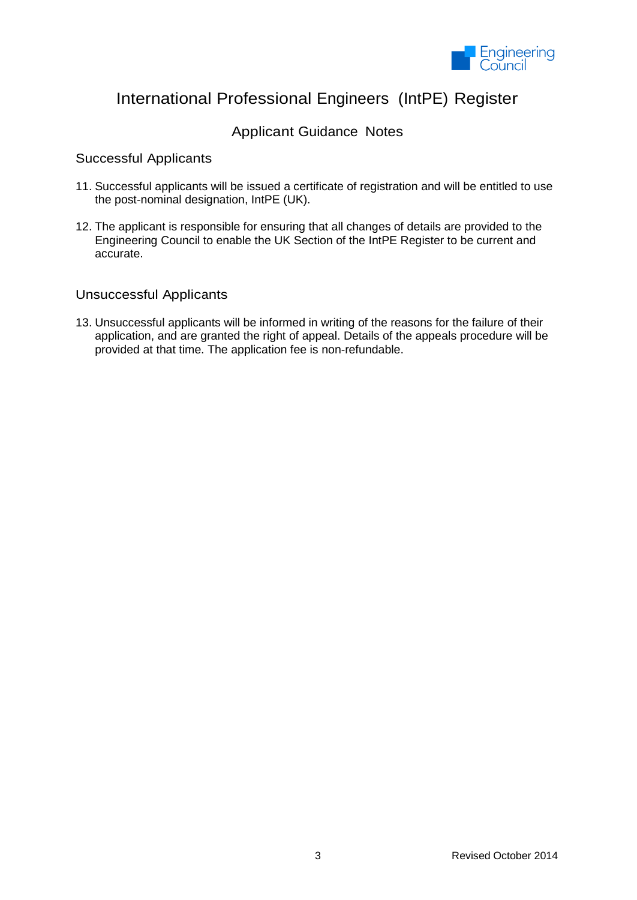# International Professional Engineers (IntPE) Register

## Applicant Guidance Notes

### Successful Applicants

11. Successful applicants will be issued a certificate of registration and will be entitled to use the post-nominal designation, IntPE (UK).

12. The applicant is responsible for ensuring that all changes of details are provided to the Engineering Council to enable the UK Section of the IntPE Register to be current and accurate.

### Unsuccessful Applicants

13. Unsuccessful applicants will be informed in writing of the reasons for the failure of their application, and are granted the right of appeal. Details of the appeals procedure will be provided at that time. The application fee is non-refundable.